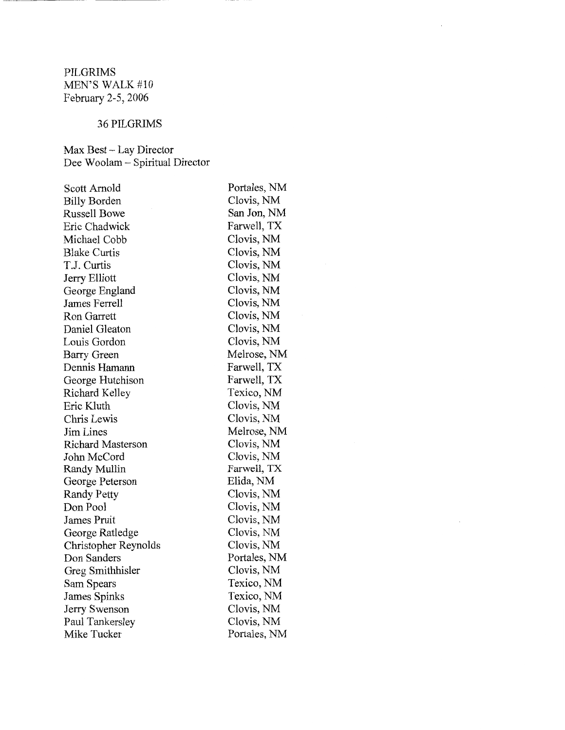PILGRIMS
MEN'S WALK #10
February 2-5, 2006

36 PILGRIMS

Max Best – Lay Director
Dee Woolam – Spiritual Director

| | |
|---|---|
| Scott Arnold | Portales, NM |
| Billy Borden | Clovis, NM |
| Russell Bowe | San Jon, NM |
| Eric Chadwick | Farwell, TX |
| Michael Cobb | Clovis, NM |
| Blake Curtis | Clovis, NM |
| T.J. Curtis | Clovis, NM |
| Jerry Elliott | Clovis, NM |
| George England | Clovis, NM |
| James Ferrell | Clovis, NM |
| Ron Garrett | Clovis, NM |
| Daniel Gleaton | Clovis, NM |
| Louis Gordon | Clovis, NM |
| Barry Green | Melrose, NM |
| Dennis Hamann | Farwell, TX |
| George Hutchison | Farwell, TX |
| Richard Kelley | Texico, NM |
| Eric Kluth | Clovis, NM |
| Chris Lewis | Clovis, NM |
| Jim Lines | Melrose, NM |
| Richard Masterson | Clovis, NM |
| John McCord | Clovis, NM |
| Randy Mullin | Farwell, TX |
| George Peterson | Elida, NM |
| Randy Petty | Clovis, NM |
| Don Pool | Clovis, NM |
| James Pruit | Clovis, NM |
| George Ratledge | Clovis, NM |
| Christopher Reynolds | Clovis, NM |
| Don Sanders | Portales, NM |
| Greg Smithhisler | Clovis, NM |
| Sam Spears | Texico, NM |
| James Spinks | Texico, NM |
| Jerry Swenson | Clovis, NM |
| Paul Tankersley | Clovis, NM |
| Mike Tucker | Portales, NM |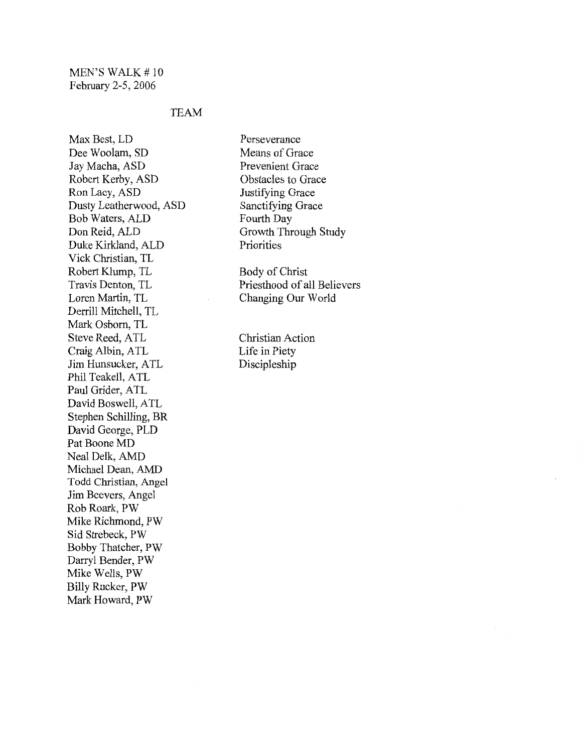MEN'S WALK # 10
February 2-5, 2006

## TEAM

| | |
|---|---|
| Max Best, LD | Perseverance |
| Dee Woolam, SD | Means of Grace |
| Jay Macha, ASD | Prevenient Grace |
| Robert Kerby, ASD | Obstacles to Grace |
| Ron Lacy, ASD | Justifying Grace |
| Dusty Leatherwood, ASD | Sanctifying Grace |
| Bob Waters, ALD | Fourth Day |
| Don Reid, ALD | Growth Through Study |
| Duke Kirkland, ALD | Priorities |
| Vick Christian, TL | |
| Robert Klump, TL | Body of Christ |
| Travis Denton, TL | Priesthood of all Believers |
| Loren Martin, TL | Changing Our World |
| Derrill Mitchell, TL | |
| Mark Osborn, TL | |
| Steve Reed, ATL | Christian Action |
| Craig Albin, ATL | Life in Piety |
| Jim Hunsucker, ATL | Discipleship |
| Phil Teakell, ATL | |
| Paul Grider, ATL | |
| David Boswell, ATL | |
| Stephen Schilling, BR | |
| David George, PLD | |
| Pat Boone MD | |
| Neal Delk, AMD | |
| Michael Dean, AMD | |
| Todd Christian, Angel | |
| Jim Beevers, Angel | |
| Rob Roark, PW | |
| Mike Richmond, PW | |
| Sid Strebeck, PW | |
| Bobby Thatcher, PW | |
| Darryl Bender, PW | |
| Mike Wells, PW | |
| Billy Rucker, PW | |
| Mark Howard, PW | |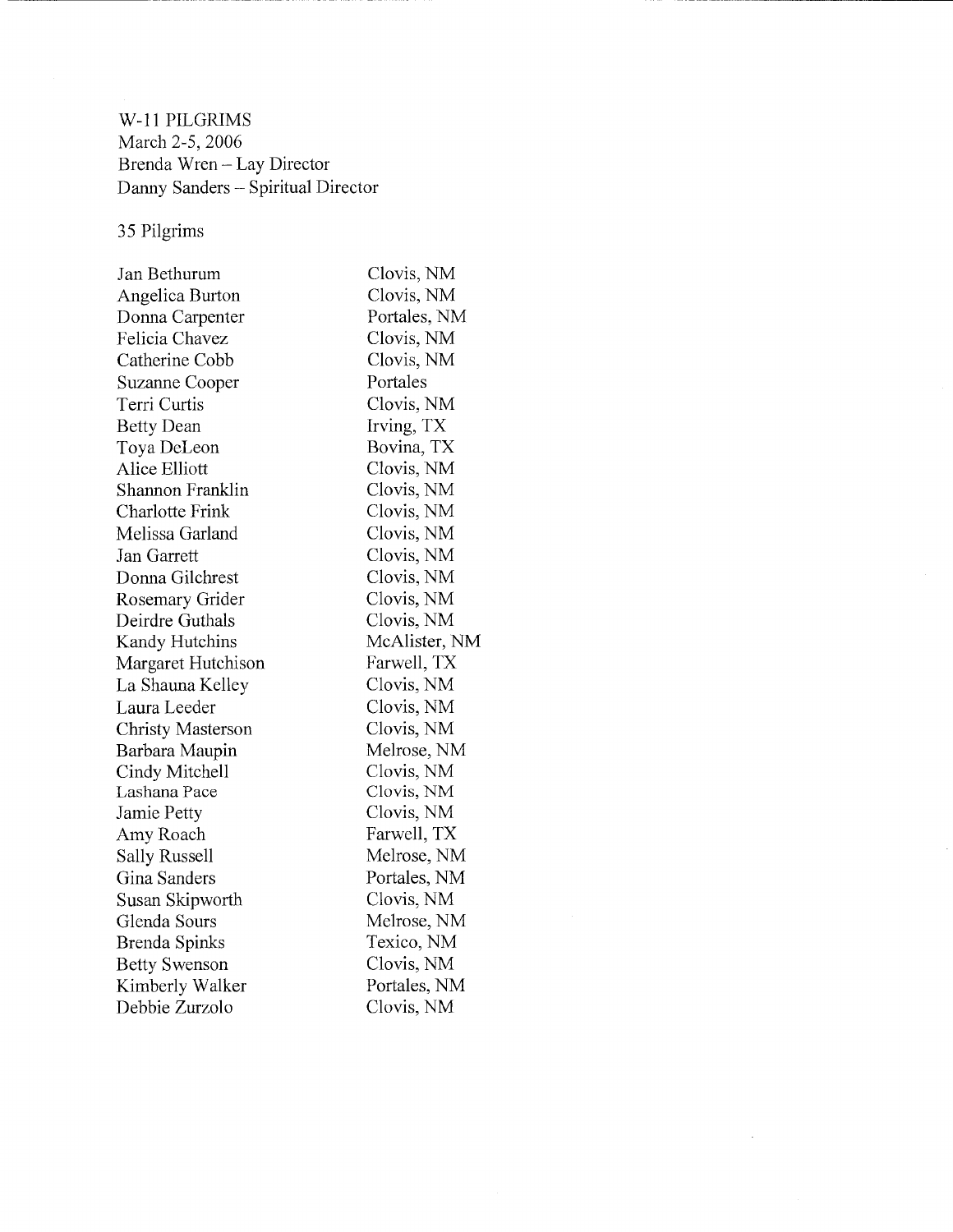W-11 PILGRIMS
March 2-5, 2006
Brenda Wren – Lay Director
Danny Sanders – Spiritual Director

35 Pilgrims

| | |
|---|---|
| Jan Bethurum | Clovis, NM |
| Angelica Burton | Clovis, NM |
| Donna Carpenter | Portales, NM |
| Felicia Chavez | Clovis, NM |
| Catherine Cobb | Clovis, NM |
| Suzanne Cooper | Portales |
| Terri Curtis | Clovis, NM |
| Betty Dean | Irving, TX |
| Toya DeLeon | Bovina, TX |
| Alice Elliott | Clovis, NM |
| Shannon Franklin | Clovis, NM |
| Charlotte Frink | Clovis, NM |
| Melissa Garland | Clovis, NM |
| Jan Garrett | Clovis, NM |
| Donna Gilchrest | Clovis, NM |
| Rosemary Grider | Clovis, NM |
| Deirdre Guthals | Clovis, NM |
| Kandy Hutchins | McAlister, NM |
| Margaret Hutchison | Farwell, TX |
| La Shauna Kelley | Clovis, NM |
| Laura Leeder | Clovis, NM |
| Christy Masterson | Clovis, NM |
| Barbara Maupin | Melrose, NM |
| Cindy Mitchell | Clovis, NM |
| Lashana Pace | Clovis, NM |
| Jamie Petty | Clovis, NM |
| Amy Roach | Farwell, TX |
| Sally Russell | Melrose, NM |
| Gina Sanders | Portales, NM |
| Susan Skipworth | Clovis, NM |
| Glenda Sours | Melrose, NM |
| Brenda Spinks | Texico, NM |
| Betty Swenson | Clovis, NM |
| Kimberly Walker | Portales, NM |
| Debbie Zurzolo | Clovis, NM |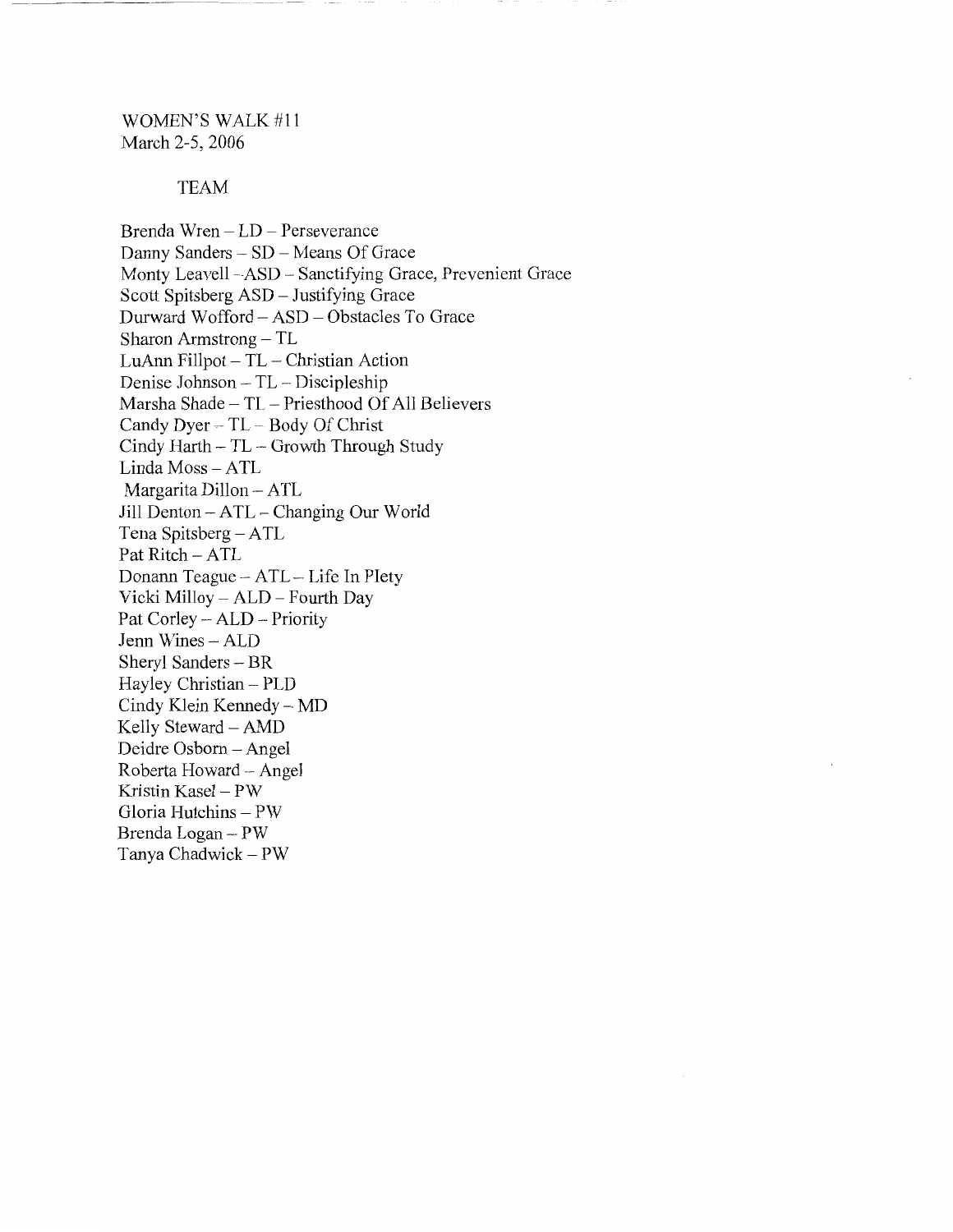WOMEN'S WALK #11
March 2-5, 2006

TEAM

Brenda Wren – LD – Perseverance
Danny Sanders – SD – Means Of Grace
Monty Leavell –ASD – Sanctifying Grace, Prevenient Grace
Scott Spitsberg ASD – Justifying Grace
Durward Wofford – ASD – Obstacles To Grace
Sharon Armstrong – TL
LuAnn Fillpot – TL – Christian Action
Denise Johnson – TL – Discipleship
Marsha Shade – TL – Priesthood Of All Believers
Candy Dyer – TL – Body Of Christ
Cindy Harth – TL – Growth Through Study
Linda Moss – ATL
Margarita Dillon – ATL
Jill Denton – ATL – Changing Our World
Tena Spitsberg – ATL
Pat Ritch – ATL
Donann Teague – ATL – Life In Piety
Vicki Milloy – ALD – Fourth Day
Pat Corley – ALD – Priority
Jenn Wines – ALD
Sheryl Sanders – BR
Hayley Christian – PLD
Cindy Klein Kennedy – MD
Kelly Steward – AMD
Deidre Osborn – Angel
Roberta Howard – Angel
Kristin Kasel – PW
Gloria Hutchins – PW
Brenda Logan – PW
Tanya Chadwick – PW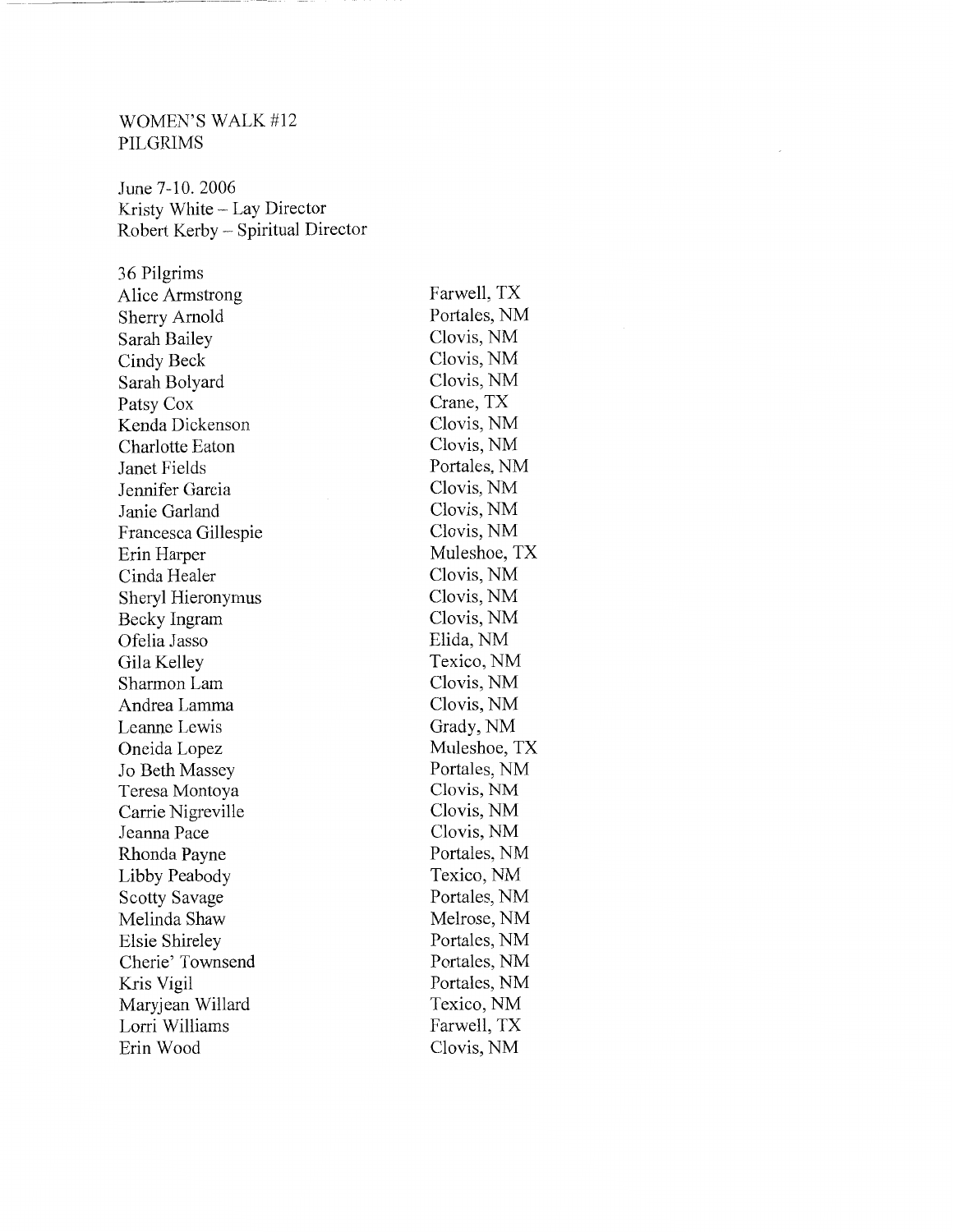WOMEN'S WALK #12
PILGRIMS

June 7-10. 2006
Kristy White – Lay Director
Robert Kerby – Spiritual Director

36 Pilgrims

| | |
|---|---|
| Alice Armstrong | Farwell, TX |
| Sherry Arnold | Portales, NM |
| Sarah Bailey | Clovis, NM |
| Cindy Beck | Clovis, NM |
| Sarah Bolyard | Clovis, NM |
| Patsy Cox | Crane, TX |
| Kenda Dickenson | Clovis, NM |
| Charlotte Eaton | Clovis, NM |
| Janet Fields | Portales, NM |
| Jennifer Garcia | Clovis, NM |
| Janie Garland | Clovis, NM |
| Francesca Gillespie | Clovis, NM |
| Erin Harper | Muleshoe, TX |
| Cinda Healer | Clovis, NM |
| Sheryl Hieronymus | Clovis, NM |
| Becky Ingram | Clovis, NM |
| Ofelia Jasso | Elida, NM |
| Gila Kelley | Texico, NM |
| Sharmon Lam | Clovis, NM |
| Andrea Lamma | Clovis, NM |
| Leanne Lewis | Grady, NM |
| Oneida Lopez | Muleshoe, TX |
| Jo Beth Massey | Portales, NM |
| Teresa Montoya | Clovis, NM |
| Carrie Nigreville | Clovis, NM |
| Jeanna Pace | Clovis, NM |
| Rhonda Payne | Portales, NM |
| Libby Peabody | Texico, NM |
| Scotty Savage | Portales, NM |
| Melinda Shaw | Melrose, NM |
| Elsie Shireley | Portales, NM |
| Cherie' Townsend | Portales, NM |
| Kris Vigil | Portales, NM |
| Maryjean Willard | Texico, NM |
| Lorri Williams | Farwell, TX |
| Erin Wood | Clovis, NM |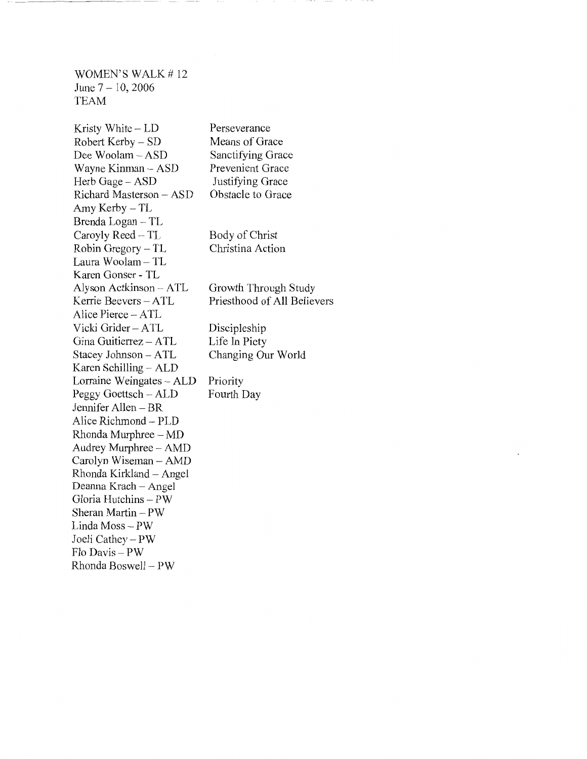WOMEN'S WALK # 12
June 7 – 10, 2006
TEAM

| | |
|---|---|
| Kristy White – LD | Perseverance |
| Robert Kerby – SD | Means of Grace |
| Dee Woolam – ASD | Sanctifying Grace |
| Wayne Kinman – ASD | Prevenient Grace |
| Herb Gage – ASD | Justifying Grace |
| Richard Masterson – ASD | Obstacle to Grace |
| Amy Kerby – TL | |
| Brenda Logan – TL | |
| Caroyly Reed – TL | Body of Christ |
| Robin Gregory – TL | Christina Action |
| Laura Woolam – TL | |
| Karen Gonser - TL | |
| Alyson Actkinson – ATL | Growth Through Study |
| Kerrie Beevers – ATL | Priesthood of All Believers |
| Alice Pierce – ATL | |
| Vicki Grider – ATL | Discipleship |
| Gina Guitierrez – ATL | Life In Piety |
| Stacey Johnson – ATL | Changing Our World |
| Karen Schilling – ALD | |
| Lorraine Weingates – ALD | Priority |
| Peggy Goettsch – ALD | Fourth Day |
| Jennifer Allen – BR | |
| Alice Richmond – PLD | |
| Rhonda Murphree – MD | |
| Audrey Murphree – AMD | |
| Carolyn Wiseman – AMD | |
| Rhonda Kirkland – Angel | |
| Deanna Krach – Angel | |
| Gloria Hutchins – PW | |
| Sheran Martin – PW | |
| Linda Moss – PW | |
| Joeli Cathey – PW | |
| Flo Davis – PW | |
| Rhonda Boswell – PW | |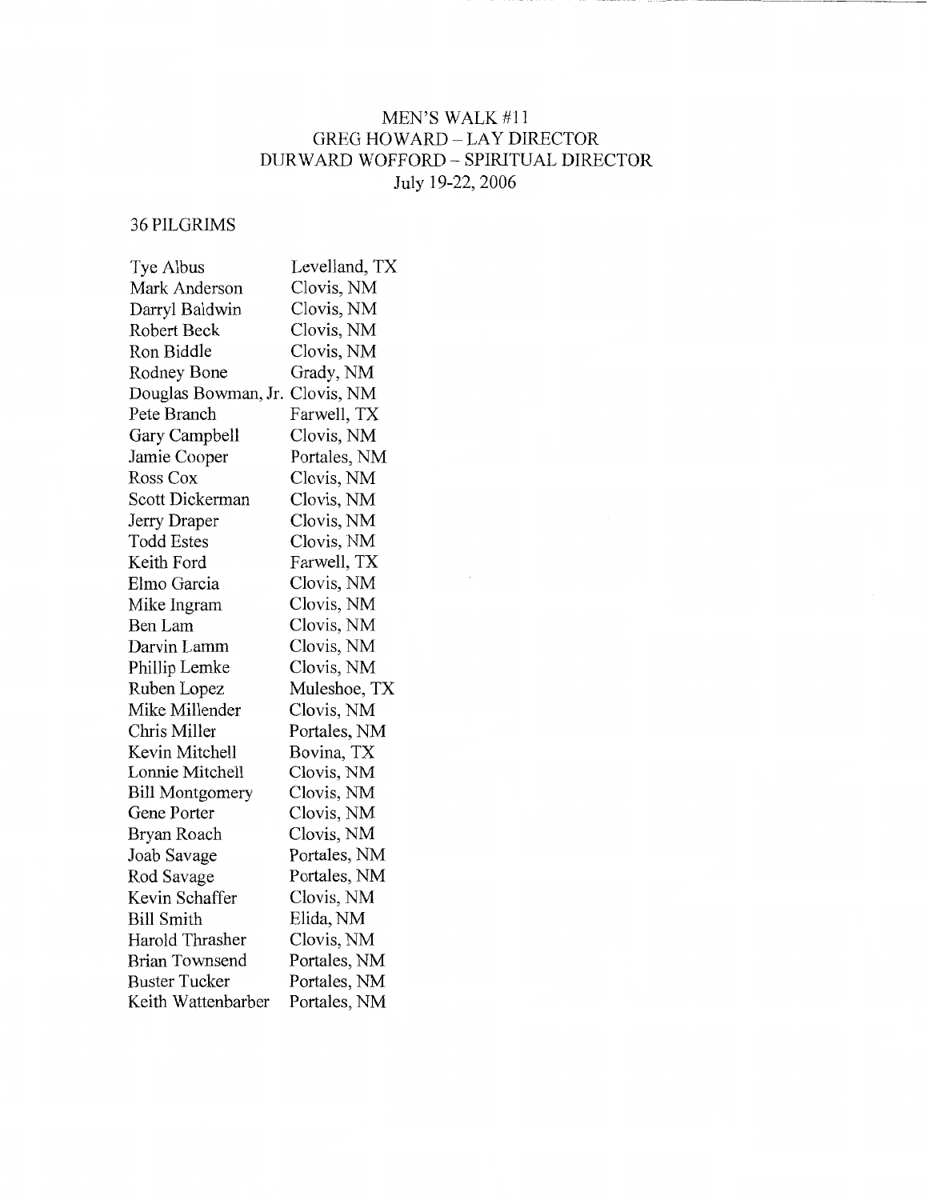# MEN'S WALK #11
## GREG HOWARD – LAY DIRECTOR
## DURWARD WOFFORD – SPIRITUAL DIRECTOR
## July 19-22, 2006

36 PILGRIMS

| | |
|---|---|
| Tye Albus | Levelland, TX |
| Mark Anderson | Clovis, NM |
| Darryl Baldwin | Clovis, NM |
| Robert Beck | Clovis, NM |
| Ron Biddle | Clovis, NM |
| Rodney Bone | Grady, NM |
| Douglas Bowman, Jr. | Clovis, NM |
| Pete Branch | Farwell, TX |
| Gary Campbell | Clovis, NM |
| Jamie Cooper | Portales, NM |
| Ross Cox | Clovis, NM |
| Scott Dickerman | Clovis, NM |
| Jerry Draper | Clovis, NM |
| Todd Estes | Clovis, NM |
| Keith Ford | Farwell, TX |
| Elmo Garcia | Clovis, NM |
| Mike Ingram | Clovis, NM |
| Ben Lam | Clovis, NM |
| Darvin Lamm | Clovis, NM |
| Phillip Lemke | Clovis, NM |
| Ruben Lopez | Muleshoe, TX |
| Mike Millender | Clovis, NM |
| Chris Miller | Portales, NM |
| Kevin Mitchell | Bovina, TX |
| Lonnie Mitchell | Clovis, NM |
| Bill Montgomery | Clovis, NM |
| Gene Porter | Clovis, NM |
| Bryan Roach | Clovis, NM |
| Joab Savage | Portales, NM |
| Rod Savage | Portales, NM |
| Kevin Schaffer | Clovis, NM |
| Bill Smith | Elida, NM |
| Harold Thrasher | Clovis, NM |
| Brian Townsend | Portales, NM |
| Buster Tucker | Portales, NM |
| Keith Wattenbarber | Portales, NM |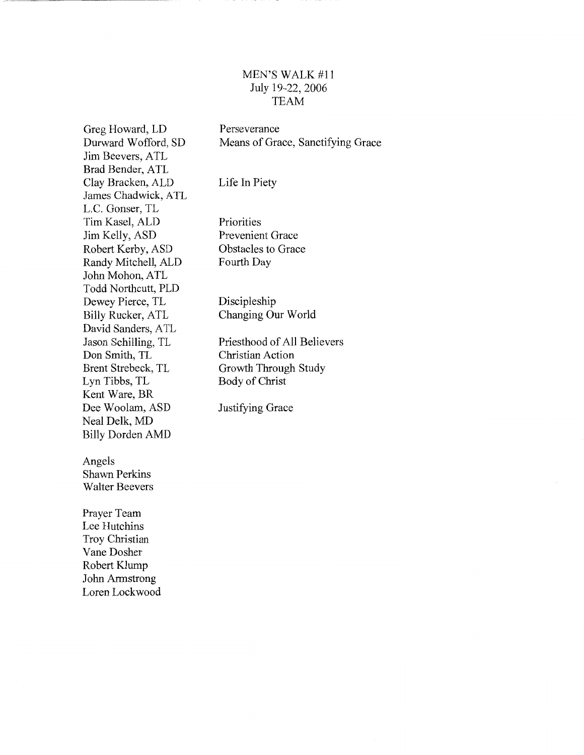# MEN'S WALK #11
July 19-22, 2006
TEAM

| | |
|---|---|
| Greg Howard, LD | Perseverance |
| Durward Wofford, SD | Means of Grace, Sanctifying Grace |
| Jim Beevers, ATL | |
| Brad Bender, ATL | |
| Clay Bracken, ALD | Life In Piety |
| James Chadwick, ATL | |
| L.C. Gonser, TL | |
| Tim Kasel, ALD | Priorities |
| Jim Kelly, ASD | Prevenient Grace |
| Robert Kerby, ASD | Obstacles to Grace |
| Randy Mitchell, ALD | Fourth Day |
| John Mohon, ATL | |
| Todd Northcutt, PLD | |
| Dewey Pierce, TL | Discipleship |
| Billy Rucker, ATL | Changing Our World |
| David Sanders, ATL | |
| Jason Schilling, TL | Priesthood of All Believers |
| Don Smith, TL | Christian Action |
| Brent Strebeck, TL | Growth Through Study |
| Lyn Tibbs, TL | Body of Christ |
| Kent Ware, BR | |
| Dee Woolam, ASD | Justifying Grace |
| Neal Delk, MD | |
| Billy Dorden AMD | |

Angels
Shawn Perkins
Walter Beevers

Prayer Team
Lee Hutchins
Troy Christian
Vane Dosher
Robert Klump
John Armstrong
Loren Lockwood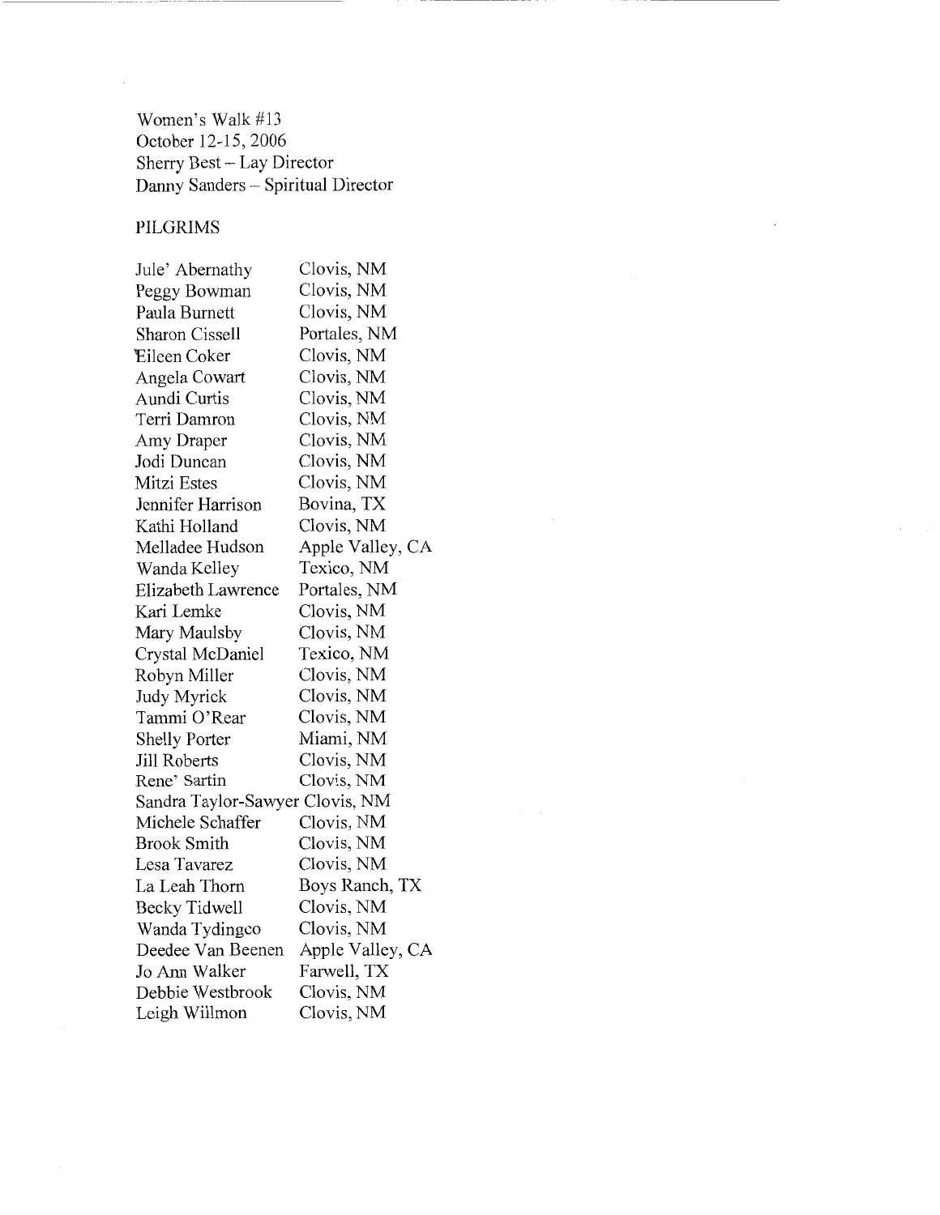Women's Walk #13
October 12-15, 2006
Sherry Best – Lay Director
Danny Sanders – Spiritual Director

PILGRIMS

| | |
|---|---|
| Jule' Abernathy | Clovis, NM |
| Peggy Bowman | Clovis, NM |
| Paula Burnett | Clovis, NM |
| Sharon Cissell | Portales, NM |
| Eileen Coker | Clovis, NM |
| Angela Cowart | Clovis, NM |
| Aundi Curtis | Clovis, NM |
| Terri Damron | Clovis, NM |
| Amy Draper | Clovis, NM |
| Jodi Duncan | Clovis, NM |
| Mitzi Estes | Clovis, NM |
| Jennifer Harrison | Bovina, TX |
| Kathi Holland | Clovis, NM |
| Melladee Hudson | Apple Valley, CA |
| Wanda Kelley | Texico, NM |
| Elizabeth Lawrence | Portales, NM |
| Kari Lemke | Clovis, NM |
| Mary Maulsby | Clovis, NM |
| Crystal McDaniel | Texico, NM |
| Robyn Miller | Clovis, NM |
| Judy Myrick | Clovis, NM |
| Tammi O'Rear | Clovis, NM |
| Shelly Porter | Miami, NM |
| Jill Roberts | Clovis, NM |
| Rene' Sartin | Clovis, NM |
| Sandra Taylor-Sawyer | Clovis, NM |
| Michele Schaffer | Clovis, NM |
| Brook Smith | Clovis, NM |
| Lesa Tavarez | Clovis, NM |
| La Leah Thorn | Boys Ranch, TX |
| Becky Tidwell | Clovis, NM |
| Wanda Tydingco | Clovis, NM |
| Deedee Van Beenen | Apple Valley, CA |
| Jo Ann Walker | Farwell, TX |
| Debbie Westbrook | Clovis, NM |
| Leigh Willmon | Clovis, NM |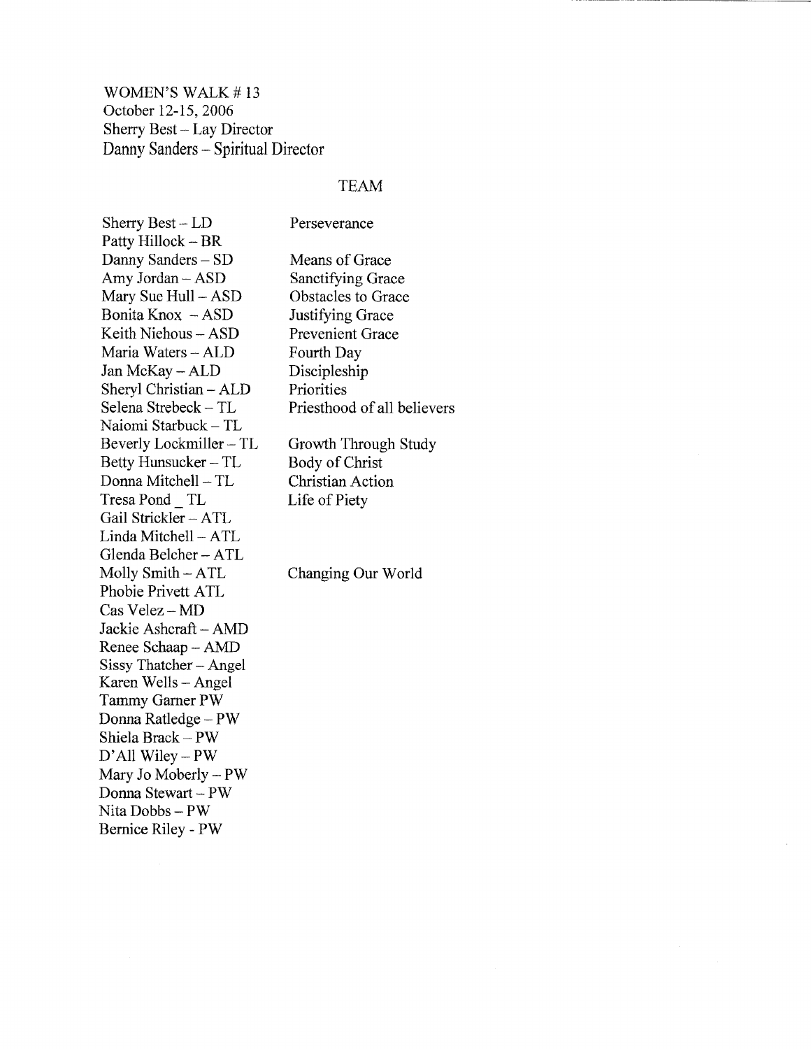WOMEN'S WALK # 13
October 12-15, 2006
Sherry Best – Lay Director
Danny Sanders – Spiritual Director

## TEAM

| | |
|---|---|
| Sherry Best – LD | Perseverance |
| Patty Hillock – BR | |
| Danny Sanders – SD | Means of Grace |
| Amy Jordan – ASD | Sanctifying Grace |
| Mary Sue Hull – ASD | Obstacles to Grace |
| Bonita Knox – ASD | Justifying Grace |
| Keith Niehous – ASD | Prevenient Grace |
| Maria Waters – ALD | Fourth Day |
| Jan McKay – ALD | Discipleship |
| Sheryl Christian – ALD | Priorities |
| Selena Strebeck – TL | Priesthood of all believers |
| Naiomi Starbuck – TL | |
| Beverly Lockmiller – TL | Growth Through Study |
| Betty Hunsucker – TL | Body of Christ |
| Donna Mitchell – TL | Christian Action |
| Tresa Pond _ TL | Life of Piety |
| Gail Strickler – ATL | |
| Linda Mitchell – ATL | |
| Glenda Belcher – ATL | |
| Molly Smith – ATL | Changing Our World |
| Phobie Privett ATL | |
| Cas Velez – MD | |
| Jackie Ashcraft – AMD | |
| Renee Schaap – AMD | |
| Sissy Thatcher – Angel | |
| Karen Wells – Angel | |
| Tammy Garner PW | |
| Donna Ratledge – PW | |
| Shiela Brack – PW | |
| D'All Wiley – PW | |
| Mary Jo Moberly – PW | |
| Donna Stewart – PW | |
| Nita Dobbs – PW | |
| Bernice Riley - PW | |